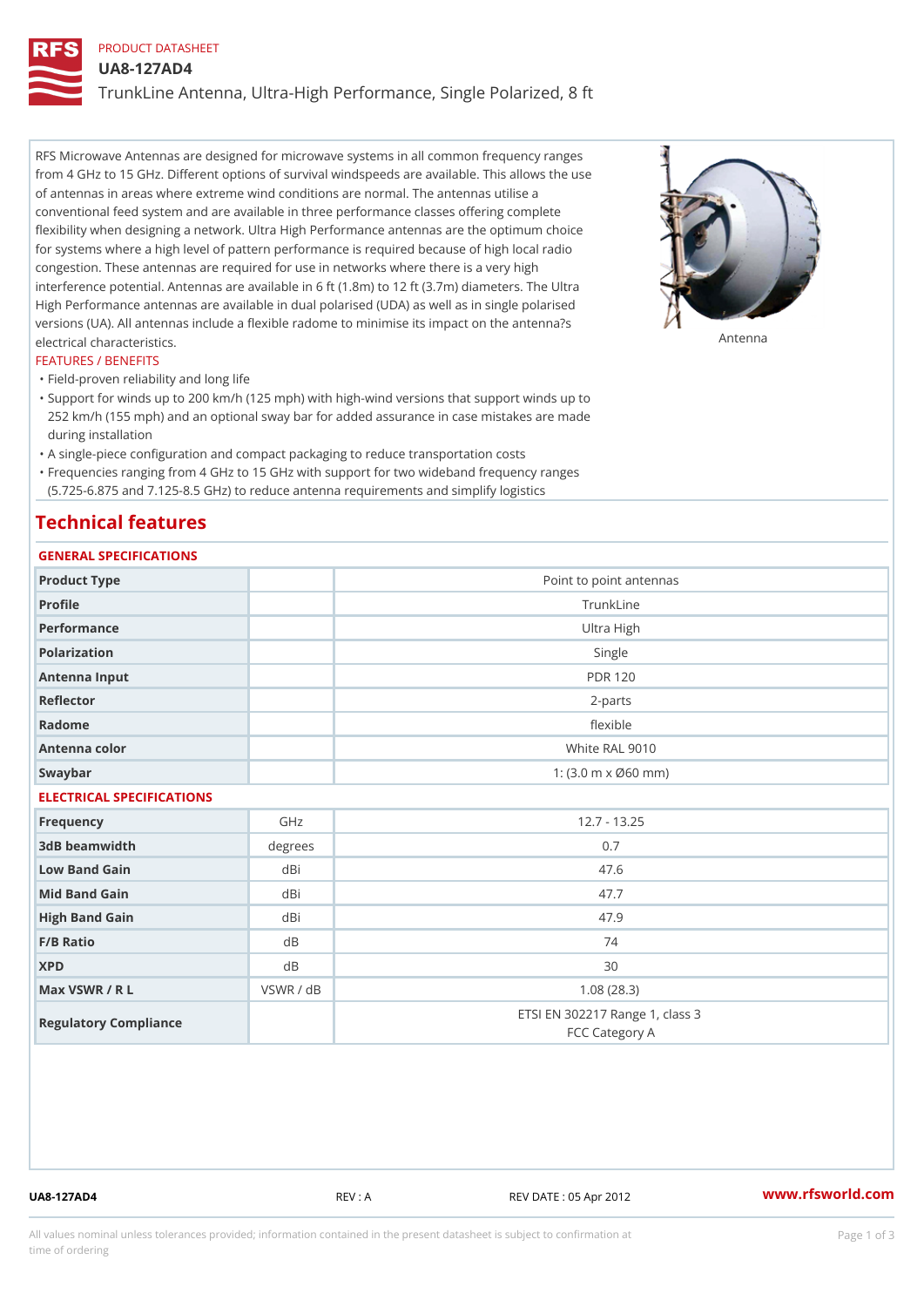PRODUCT DATASHEET

# UA8-127AD4

## TrunkLine Antenna, Ultra-High Performance, Single Polarized, 8 ft

RFS Microwave Antennas are designed for microwave systems in all common frequency ranges from 4 GHz to 15 GHz. Different options of survival windspeeds are available. This allows the use of antennas in areas where extreme wind conditions are normal. The antennas utilise a conventional feed system and are available in three performance classes offering complete flexibility when designing a network. Ultra High Performance antennas are the optimum choice for systems where a high level of pattern performance is required because of high local radio congestion. These antennas are required for use in networks where there is a very high interference potential. Antennas are available in 6 ft (1.8m) to 12 ft (3.7m) diameters. The Ultra High Performance antennas are available in dual polarised (UDA) as well as in single polarised versions (UA). All antennas include a flexible radome to minimise its impact on the antenna?s electrical characteristics.

Antenna

### FEATURES / BENEFITS

- Field-proven reliability and long life
- Support for winds up to 200 km/h (125 mph) with high-wind versions that support winds up to 252 km/h (155 mph) and an optional sway bar for added assurance in case mistakes are made during installation
- A single-piece configuration and compact packaging to reduce transportation costs
- Frequencies ranging from 4 GHz to 15 GHz with support for two wideband frequency ranges (5.725-6.875 and 7.125-8.5 GHz) to reduce antenna requirements and simplify logistics

## Technical features

### GENERAL SPECIFICATIONS

| | | |
|---|---|---|
| Product Type | | Point to point antennas |
| Profile | | TrunkLine |
| Performance | | Ultra High |
| Polarization | | Single |
| Antenna Input | | PDR 120 |
| Reflector | | 2-parts |
| Radome | | flexible |
| Antenna color | | White RAL 9010 |
| Swaybar | | 1: (3.0 m x Ø60 mm) |

### ELECTRICAL SPECIFICATIONS

| | | |
|---|---|---|
| Frequency | GHz | 12.7 - 13.25 |
| 3dB beamwidth | degrees | 0.7 |
| Low Band Gain | dBi | 47.6 |
| Mid Band Gain | dBi | 47.7 |
| High Band Gain | dBi | 47.9 |
| F/B Ratio | dB | 74 |
| XPD | dB | 30 |
| Max VSWR / R L | VSWR / dB | 1.08 (28.3) |
| Regulatory Compliance | | ETSI EN 302217 Range 1, class 3<br>FCC Category A |

UA8-127AD4 REV : A REV DATE : 05 Apr 2012 www.rfsworld.com

All values nominal unless tolerances provided; information contained in the present datasheet is subject to confirmation at time of ordering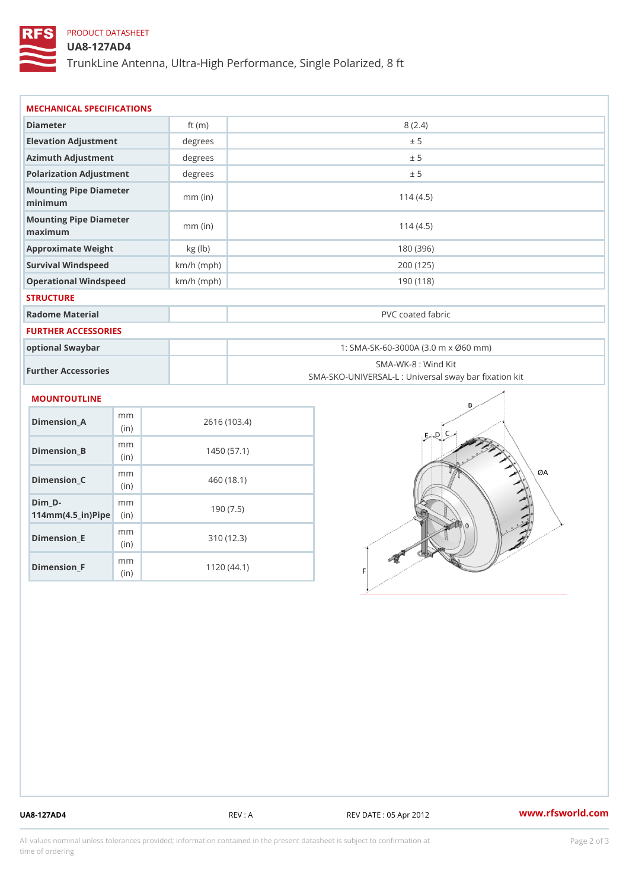PRODUCT DATASHEET

# UA8-127AD4

TrunkLine Antenna, Ultra-High Performance, Single Polarized, 8 ft

## MECHANICAL SPECIFICATIONS

| | | |
|---|---|---|
| Diameter | ft (m) | 8 (2.4) |
| Elevation Adjustment | degrees | ± 5 |
| Azimuth Adjustment | degrees | ± 5 |
| Polarization Adjustment | degrees | ± 5 |
| Mounting Pipe Diameter minimum | mm (in) | 114 (4.5) |
| Mounting Pipe Diameter maximum | mm (in) | 114 (4.5) |
| Approximate Weight | kg (lb) | 180 (396) |
| Survival Windspeed | km/h (mph) | 200 (125) |
| Operational Windspeed | km/h (mph) | 190 (118) |

## STRUCTURE

| | | |
|---|---|---|
| Radome Material | | PVC coated fabric |

## FURTHER ACCESSORIES

| | | |
|---|---|---|
| optional Swaybar | | 1: SMA-SK-60-3000A (3.0 m x Ø60 mm) |
| Further Accessories | | SMA-WK-8 : Wind Kit<br>SMA-SKO-UNIVERSAL-L : Universal sway bar fixation kit |

## MOUNTOUTLINE

| | | |
|---|---|---|
| Dimension_A | mm (in) | 2616 (103.4) |
| Dimension_B | mm (in) | 1450 (57.1) |
| Dimension_C | mm (in) | 460 (18.1) |
| Dim_D-114mm(4.5_in)Pipe | mm (in) | 190 (7.5) |
| Dimension_E | mm (in) | 310 (12.3) |
| Dimension_F | mm (in) | 1120 (44.1) |

UA8-127AD4 REV : A REV DATE : 05 Apr 2012 www.rfsworld.com

All values nominal unless tolerances provided; information contained in the present datasheet is subject to confirmation at time of ordering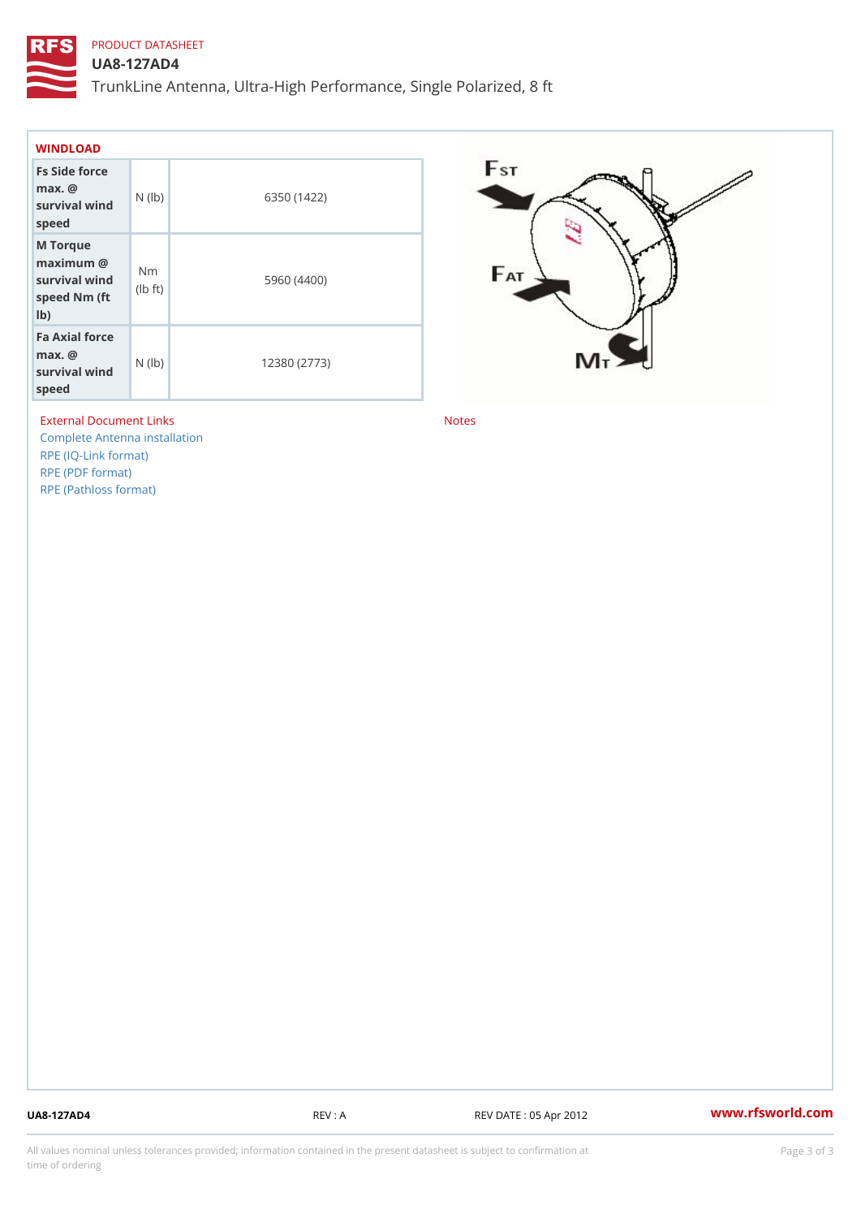PRODUCT DATASHEET

# UA8-127AD4

TrunkLine Antenna, Ultra-High Performance, Single Polarized, 8 ft

## WINDLOAD

| | | |
|---|---|---|
| Fs Side force max. @ survival wind speed | N (lb) | 6350 (1422) |
| M Torque maximum @ survival wind speed Nm (ft lb) | Nm (lb ft) | 5960 (4400) |
| Fa Axial force max. @ survival wind speed | N (lb) | 12380 (2773) |

FST

FAT

MT

External Document Links

Complete Antenna installation

RPE (IQ-Link format)

RPE (PDF format)

RPE (Pathloss format)

Notes

UA8-127AD4 REV : A REV DATE : 05 Apr 2012 www.rfsworld.com

All values nominal unless tolerances provided; information contained in the present datasheet is subject to confirmation at time of ordering